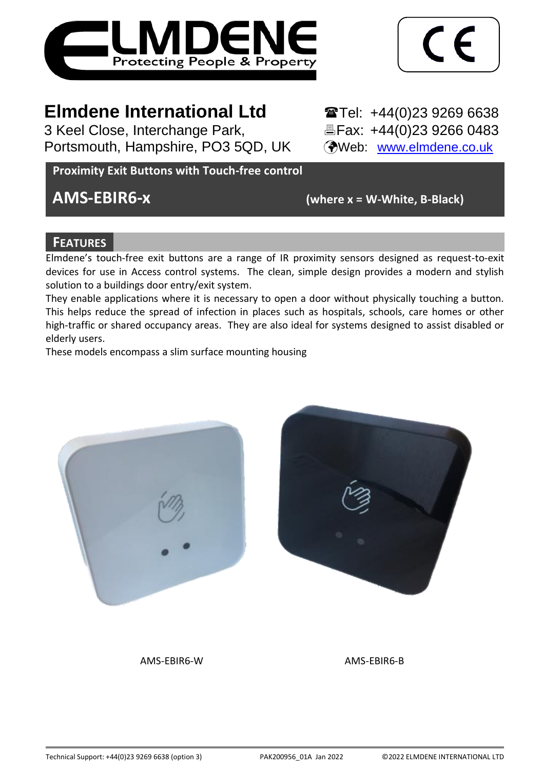# Elmdene International Ltd

3 Keel Close, Interchange Park,
Portsmouth, Hampshire, PO3 5QD, UK

☎Tel: +44(0)23 9269 6638
Fax: +44(0)23 9266 0483
Web: www.elmdene.co.uk

**Proximity Exit Buttons with Touch-free control**

## AMS-EBIR6-x (where x = W-White, B-Black)

## FEATURES

Elmdene's touch-free exit buttons are a range of IR proximity sensors designed as request-to-exit devices for use in Access control systems. The clean, simple design provides a modern and stylish solution to a buildings door entry/exit system.

They enable applications where it is necessary to open a door without physically touching a button. This helps reduce the spread of infection in places such as hospitals, schools, care homes or other high-traffic or shared occupancy areas. They are also ideal for systems designed to assist disabled or elderly users.

These models encompass a slim surface mounting housing

AMS-EBIR6-W

AMS-EBIR6-B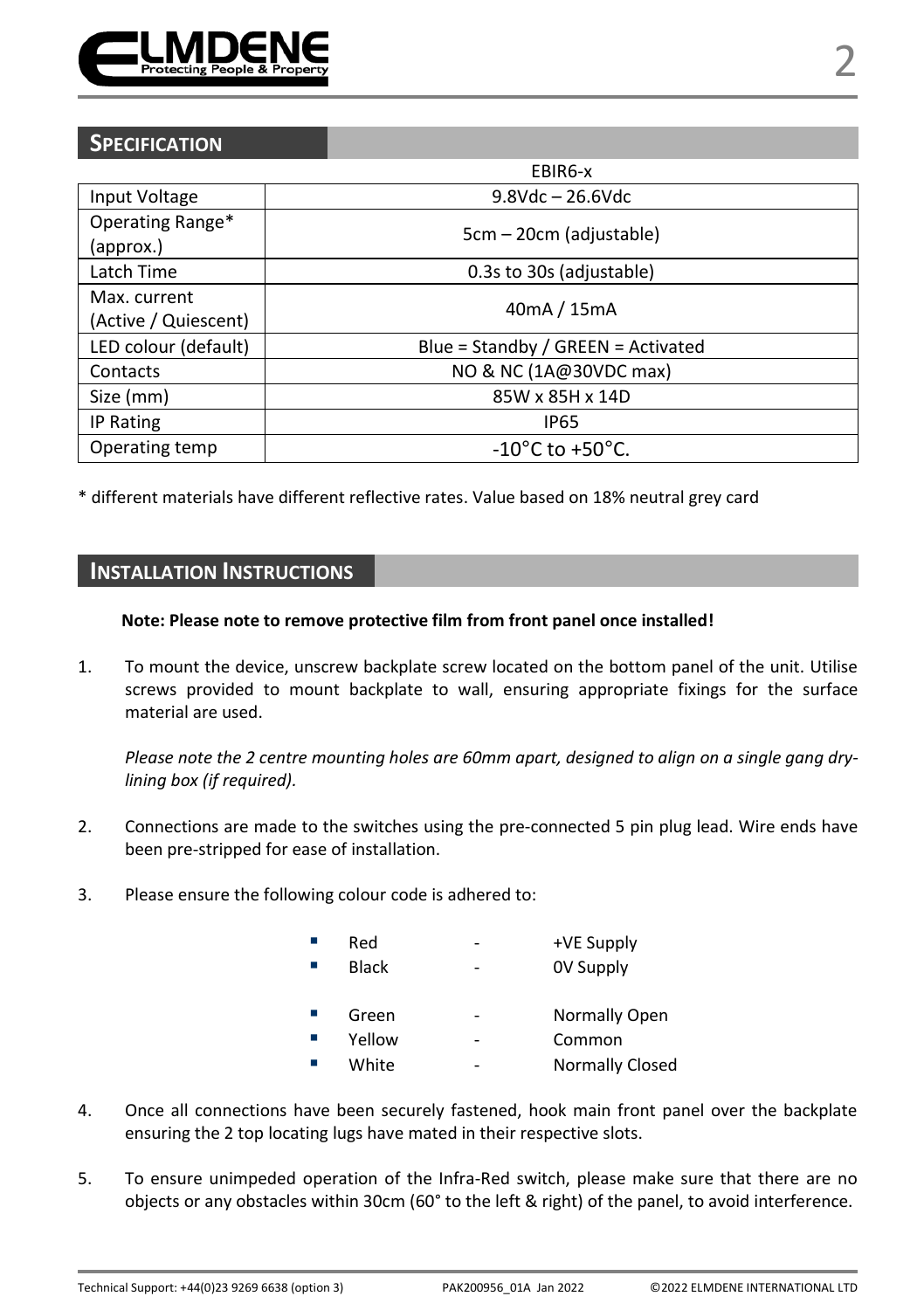## SPECIFICATION

| | EBIR6-x |
|---|---|
| Input Voltage | 9.8Vdc – 26.6Vdc |
| Operating Range* (approx.) | 5cm – 20cm (adjustable) |
| Latch Time | 0.3s to 30s (adjustable) |
| Max. current (Active / Quiescent) | 40mA / 15mA |
| LED colour (default) | Blue = Standby / GREEN = Activated |
| Contacts | NO & NC (1A@30VDC max) |
| Size (mm) | 85W x 85H x 14D |
| IP Rating | IP65 |
| Operating temp | -10°C to +50°C. |

* different materials have different reflective rates. Value based on 18% neutral grey card

## INSTALLATION INSTRUCTIONS

**Note: Please note to remove protective film from front panel once installed!**

1. To mount the device, unscrew backplate screw located on the bottom panel of the unit. Utilise screws provided to mount backplate to wall, ensuring appropriate fixings for the surface material are used.

   *Please note the 2 centre mounting holes are 60mm apart, designed to align on a single gang dry-lining box (if required).*

2. Connections are made to the switches using the pre-connected 5 pin plug lead. Wire ends have been pre-stripped for ease of installation.

3. Please ensure the following colour code is adhered to:

   - Red - +VE Supply
   - Black - 0V Supply

   - Green - Normally Open
   - Yellow - Common
   - White - Normally Closed

4. Once all connections have been securely fastened, hook main front panel over the backplate ensuring the 2 top locating lugs have mated in their respective slots.

5. To ensure unimpeded operation of the Infra-Red switch, please make sure that there are no objects or any obstacles within 30cm (60° to the left & right) of the panel, to avoid interference.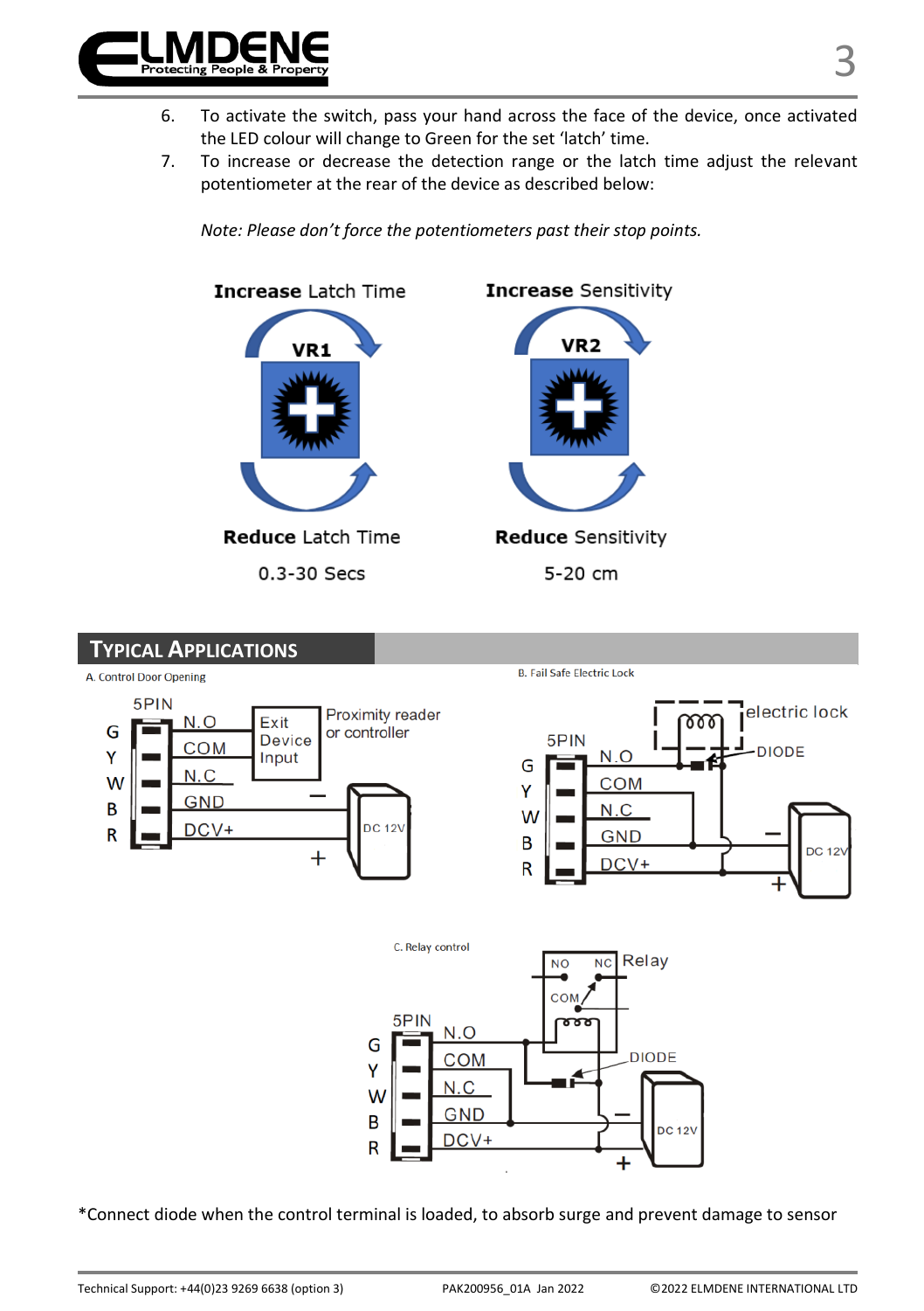6. To activate the switch, pass your hand across the face of the device, once activated the LED colour will change to Green for the set 'latch' time.
7. To increase or decrease the detection range or the latch time adjust the relevant potentiometer at the rear of the device as described below:

*Note: Please don't force the potentiometers past their stop points.*

| VR1 | VR2 |
|---|---|
| **Increase** Latch Time | **Increase** Sensitivity |
| **Reduce** Latch Time | **Reduce** Sensitivity |
| 0.3-30 Secs | 5-20 cm |

## Typical Applications

A. Control Door Opening

B. Fail Safe Electric Lock

C. Relay control

*Connect diode when the control terminal is loaded, to absorb surge and prevent damage to sensor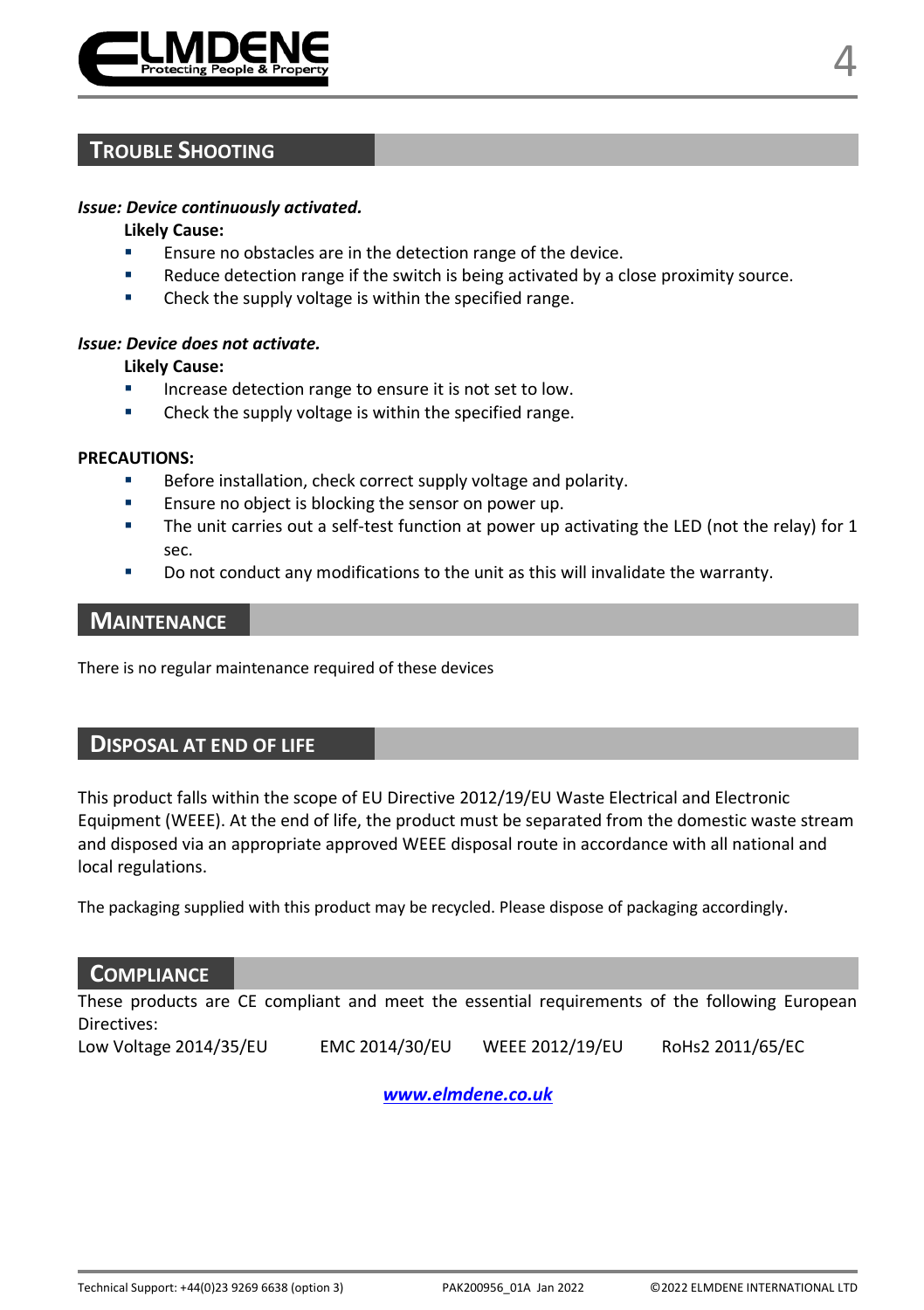## Trouble Shooting

***Issue: Device continuously activated.***

**Likely Cause:**

- Ensure no obstacles are in the detection range of the device.
- Reduce detection range if the switch is being activated by a close proximity source.
- Check the supply voltage is within the specified range.

***Issue: Device does not activate.***

**Likely Cause:**

- Increase detection range to ensure it is not set to low.
- Check the supply voltage is within the specified range.

**PRECAUTIONS:**

- Before installation, check correct supply voltage and polarity.
- Ensure no object is blocking the sensor on power up.
- The unit carries out a self-test function at power up activating the LED (not the relay) for 1 sec.
- Do not conduct any modifications to the unit as this will invalidate the warranty.

## Maintenance

There is no regular maintenance required of these devices

## Disposal at end of life

This product falls within the scope of EU Directive 2012/19/EU Waste Electrical and Electronic Equipment (WEEE). At the end of life, the product must be separated from the domestic waste stream and disposed via an appropriate approved WEEE disposal route in accordance with all national and local regulations.

The packaging supplied with this product may be recycled. Please dispose of packaging accordingly.

## Compliance

These products are CE compliant and meet the essential requirements of the following European Directives:

Low Voltage 2014/35/EU EMC 2014/30/EU WEEE 2012/19/EU RoHs2 2011/65/EC

***www.elmdene.co.uk***

Technical Support: +44(0)23 9269 6638 (option 3) PAK200956_01A Jan 2022 ©2022 ELMDENE INTERNATIONAL LTD